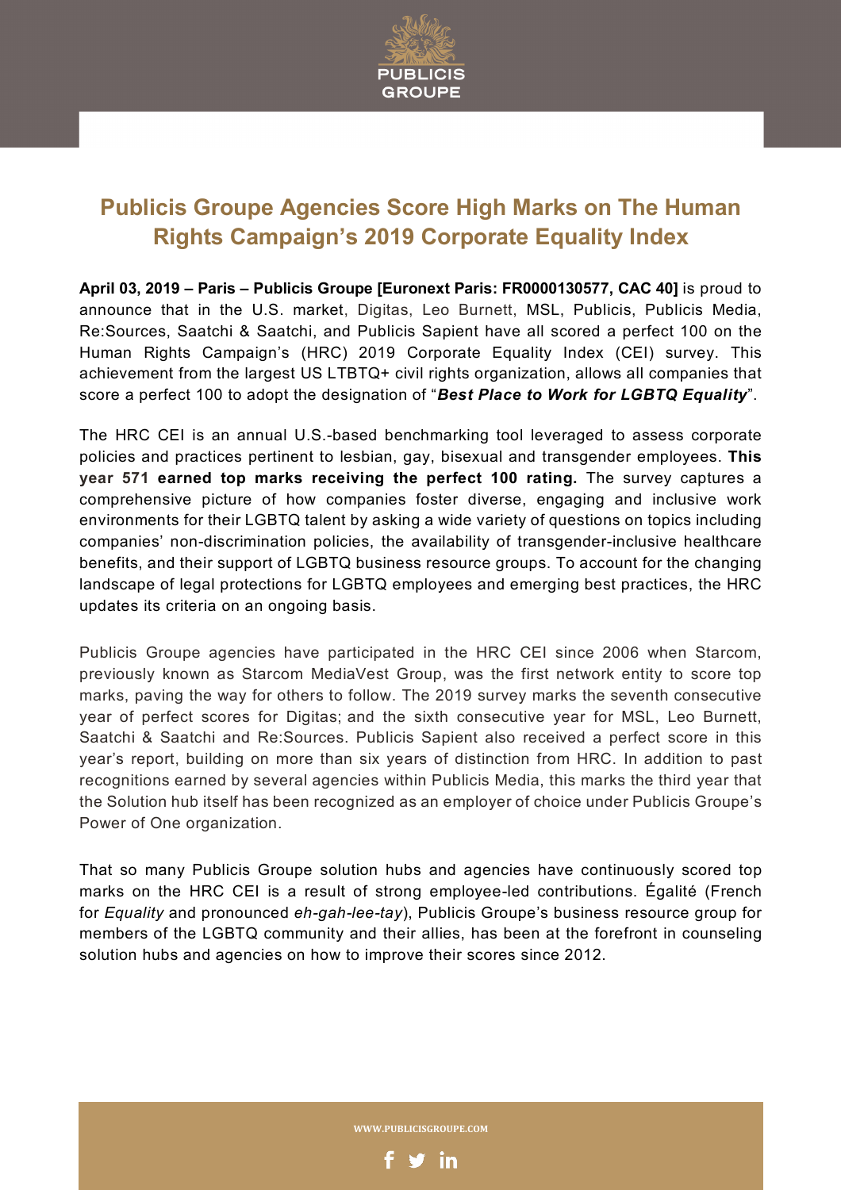# Publicis Groupe Agencies Score High Marks on The Human Rights Campaign's 2019 Corporate Equality Index

**April 03, 2019 – Paris – Publicis Groupe [Euronext Paris: FR0000130577, CAC 40]** is proud to announce that in the U.S. market, Digitas, Leo Burnett, MSL, Publicis, Publicis Media, Re:Sources, Saatchi & Saatchi, and Publicis Sapient have all scored a perfect 100 on the Human Rights Campaign's (HRC) 2019 Corporate Equality Index (CEI) survey. This achievement from the largest US LTBTQ+ civil rights organization, allows all companies that score a perfect 100 to adopt the designation of "***Best Place to Work for LGBTQ Equality***".

The HRC CEI is an annual U.S.-based benchmarking tool leveraged to assess corporate policies and practices pertinent to lesbian, gay, bisexual and transgender employees. **This year 571 earned top marks receiving the perfect 100 rating.** The survey captures a comprehensive picture of how companies foster diverse, engaging and inclusive work environments for their LGBTQ talent by asking a wide variety of questions on topics including companies' non-discrimination policies, the availability of transgender-inclusive healthcare benefits, and their support of LGBTQ business resource groups. To account for the changing landscape of legal protections for LGBTQ employees and emerging best practices, the HRC updates its criteria on an ongoing basis.

Publicis Groupe agencies have participated in the HRC CEI since 2006 when Starcom, previously known as Starcom MediaVest Group, was the first network entity to score top marks, paving the way for others to follow. The 2019 survey marks the seventh consecutive year of perfect scores for Digitas; and the sixth consecutive year for MSL, Leo Burnett, Saatchi & Saatchi and Re:Sources. Publicis Sapient also received a perfect score in this year's report, building on more than six years of distinction from HRC. In addition to past recognitions earned by several agencies within Publicis Media, this marks the third year that the Solution hub itself has been recognized as an employer of choice under Publicis Groupe's Power of One organization.

That so many Publicis Groupe solution hubs and agencies have continuously scored top marks on the HRC CEI is a result of strong employee-led contributions. Égalité (French for *Equality* and pronounced *eh-gah-lee-tay*), Publicis Groupe's business resource group for members of the LGBTQ community and their allies, has been at the forefront in counseling solution hubs and agencies on how to improve their scores since 2012.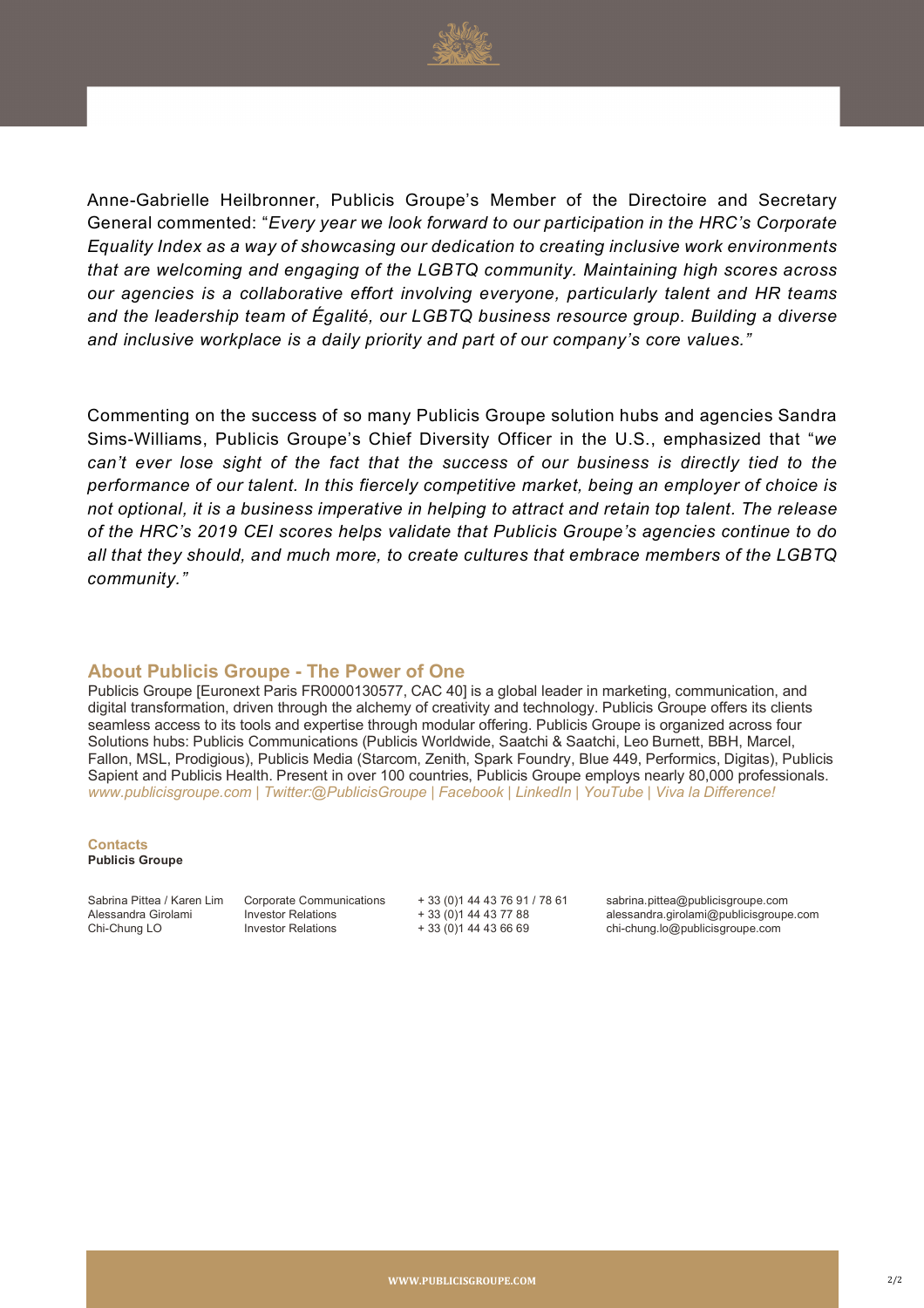Anne-Gabrielle Heilbronner, Publicis Groupe's Member of the Directoire and Secretary General commented: "*Every year we look forward to our participation in the HRC's Corporate Equality Index as a way of showcasing our dedication to creating inclusive work environments that are welcoming and engaging of the LGBTQ community. Maintaining high scores across our agencies is a collaborative effort involving everyone, particularly talent and HR teams and the leadership team of Égalité, our LGBTQ business resource group. Building a diverse and inclusive workplace is a daily priority and part of our company's core values.*"

Commenting on the success of so many Publicis Groupe solution hubs and agencies Sandra Sims-Williams, Publicis Groupe's Chief Diversity Officer in the U.S., emphasized that "*we can't ever lose sight of the fact that the success of our business is directly tied to the performance of our talent. In this fiercely competitive market, being an employer of choice is not optional, it is a business imperative in helping to attract and retain top talent. The release of the HRC's 2019 CEI scores helps validate that Publicis Groupe's agencies continue to do all that they should, and much more, to create cultures that embrace members of the LGBTQ community.*"

## About Publicis Groupe - The Power of One

Publicis Groupe [Euronext Paris FR0000130577, CAC 40] is a global leader in marketing, communication, and digital transformation, driven through the alchemy of creativity and technology. Publicis Groupe offers its clients seamless access to its tools and expertise through modular offering. Publicis Groupe is organized across four Solutions hubs: Publicis Communications (Publicis Worldwide, Saatchi & Saatchi, Leo Burnett, BBH, Marcel, Fallon, MSL, Prodigious), Publicis Media (Starcom, Zenith, Spark Foundry, Blue 449, Performics, Digitas), Publicis Sapient and Publicis Health. Present in over 100 countries, Publicis Groupe employs nearly 80,000 professionals.
*www.publicisgroupe.com | Twitter:@PublicisGroupe | Facebook | LinkedIn | YouTube | Viva la Difference!*

### Contacts

**Publicis Groupe**

| | | | |
|---|---|---|---|
| Sabrina Pittea / Karen Lim | Corporate Communications | + 33 (0)1 44 43 76 91 / 78 61 | sabrina.pittea@publicisgroupe.com |
| Alessandra Girolami | Investor Relations | + 33 (0)1 44 43 77 88 | alessandra.girolami@publicisgroupe.com |
| Chi-Chung LO | Investor Relations | + 33 (0)1 44 43 66 69 | chi-chung.lo@publicisgroupe.com |